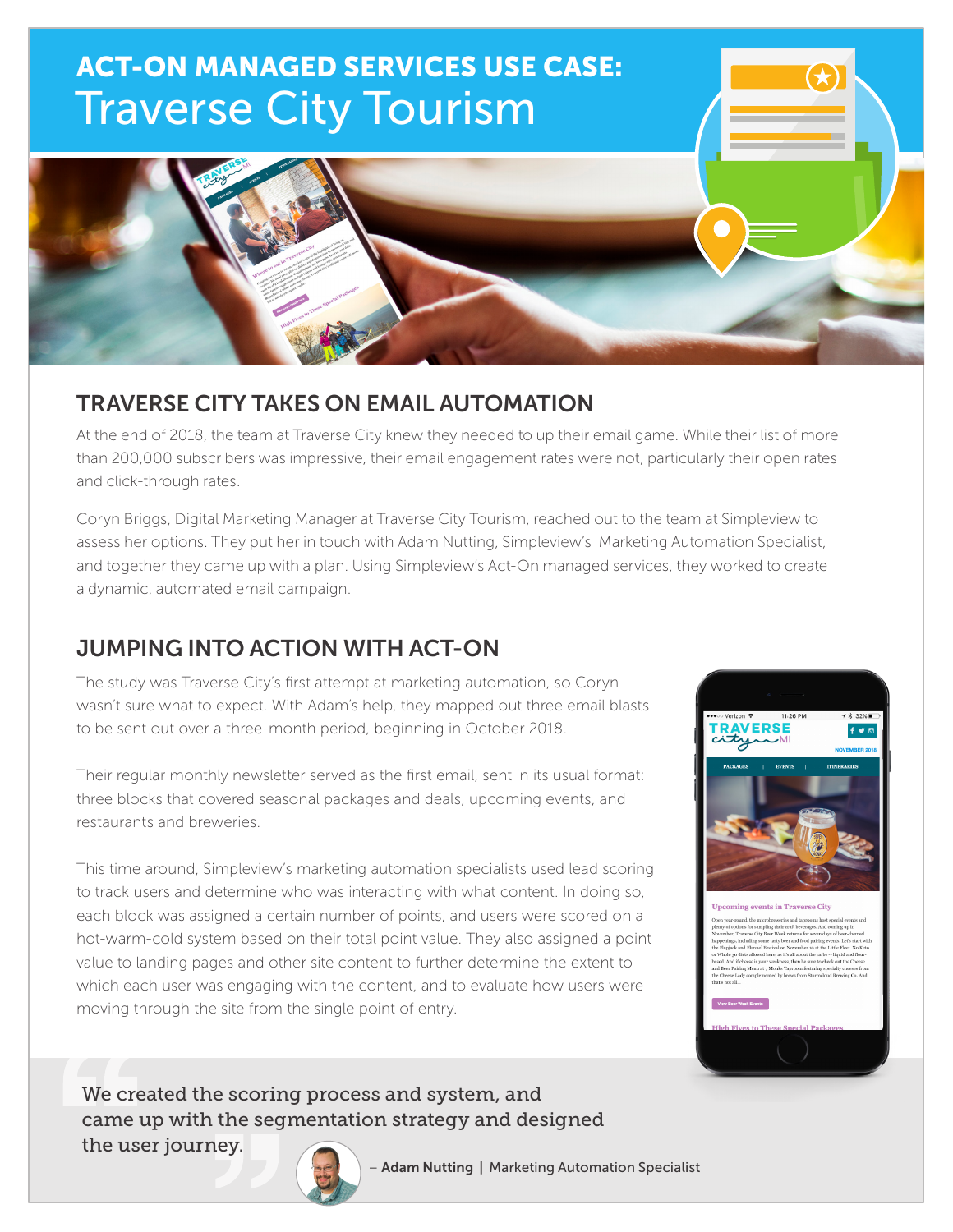# ACT-ON MANAGED SERVICES USE CASE: Traverse City Tourism

## TRAVERSE CITY TAKES ON EMAIL AUTOMATION

At the end of 2018, the team at Traverse City knew they needed to up their email game. While their list of more than 200,000 subscribers was impressive, their email engagement rates were not, particularly their open rates and click-through rates.

Coryn Briggs, Digital Marketing Manager at Traverse City Tourism, reached out to the team at Simpleview to assess her options. They put her in touch with Adam Nutting, Simpleview's Marketing Automation Specialist, and together they came up with a plan. Using Simpleview's Act-On managed services, they worked to create a dynamic, automated email campaign.

## JUMPING INTO ACTION WITH ACT-ON

The study was Traverse City's first attempt at marketing automation, so Coryn wasn't sure what to expect. With Adam's help, they mapped out three email blasts to be sent out over a three-month period, beginning in October 2018.

Their regular monthly newsletter served as the first email, sent in its usual format: three blocks that covered seasonal packages and deals, upcoming events, and restaurants and breweries.

This time around, Simpleview's marketing automation specialists used lead scoring to track users and determine who was interacting with what content. In doing so, each block was assigned a certain number of points, and users were scored on a hot-warm-cold system based on their total point value. They also assigned a point value to landing pages and other site content to further determine the extent to which each user was engaging with the content, and to evaluate how users were moving through the site from the single point of entry.

> We created the scoring process and system, and came up with the segmentation strategy and designed the user journey.
>
> – **Adam Nutting** | Marketing Automation Specialist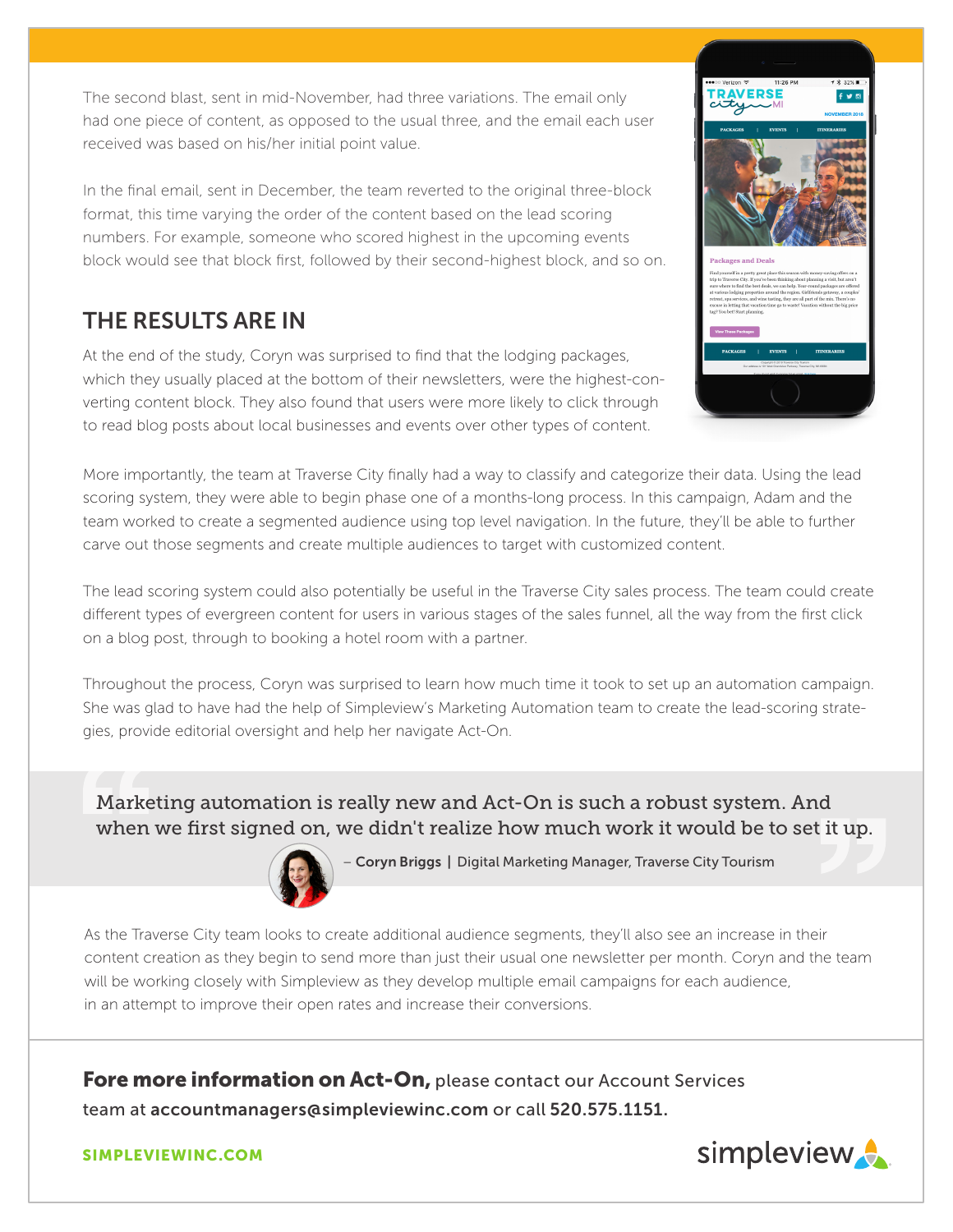The second blast, sent in mid-November, had three variations. The email only had one piece of content, as opposed to the usual three, and the email each user received was based on his/her initial point value.

In the final email, sent in December, the team reverted to the original three-block format, this time varying the order of the content based on the lead scoring numbers. For example, someone who scored highest in the upcoming events block would see that block first, followed by their second-highest block, and so on.

## THE RESULTS ARE IN

At the end of the study, Coryn was surprised to find that the lodging packages, which they usually placed at the bottom of their newsletters, were the highest-converting content block. They also found that users were more likely to click through to read blog posts about local businesses and events over other types of content.

More importantly, the team at Traverse City finally had a way to classify and categorize their data. Using the lead scoring system, they were able to begin phase one of a months-long process. In this campaign, Adam and the team worked to create a segmented audience using top level navigation. In the future, they'll be able to further carve out those segments and create multiple audiences to target with customized content.

The lead scoring system could also potentially be useful in the Traverse City sales process. The team could create different types of evergreen content for users in various stages of the sales funnel, all the way from the first click on a blog post, through to booking a hotel room with a partner.

Throughout the process, Coryn was surprised to learn how much time it took to set up an automation campaign. She was glad to have had the help of Simpleview's Marketing Automation team to create the lead-scoring strategies, provide editorial oversight and help her navigate Act-On.

> Marketing automation is really new and Act-On is such a robust system. And when we first signed on, we didn't realize how much work it would be to set it up.
>
> – **Coryn Briggs** | Digital Marketing Manager, Traverse City Tourism

As the Traverse City team looks to create additional audience segments, they'll also see an increase in their content creation as they begin to send more than just their usual one newsletter per month. Coryn and the team will be working closely with Simpleview as they develop multiple email campaigns for each audience, in an attempt to improve their open rates and increase their conversions.

**Fore more information on Act-On,** please contact our Account Services team at **accountmanagers@simpleviewinc.com** or call **520.575.1151.**

**SIMPLEVIEWINC.COM**

simpleview